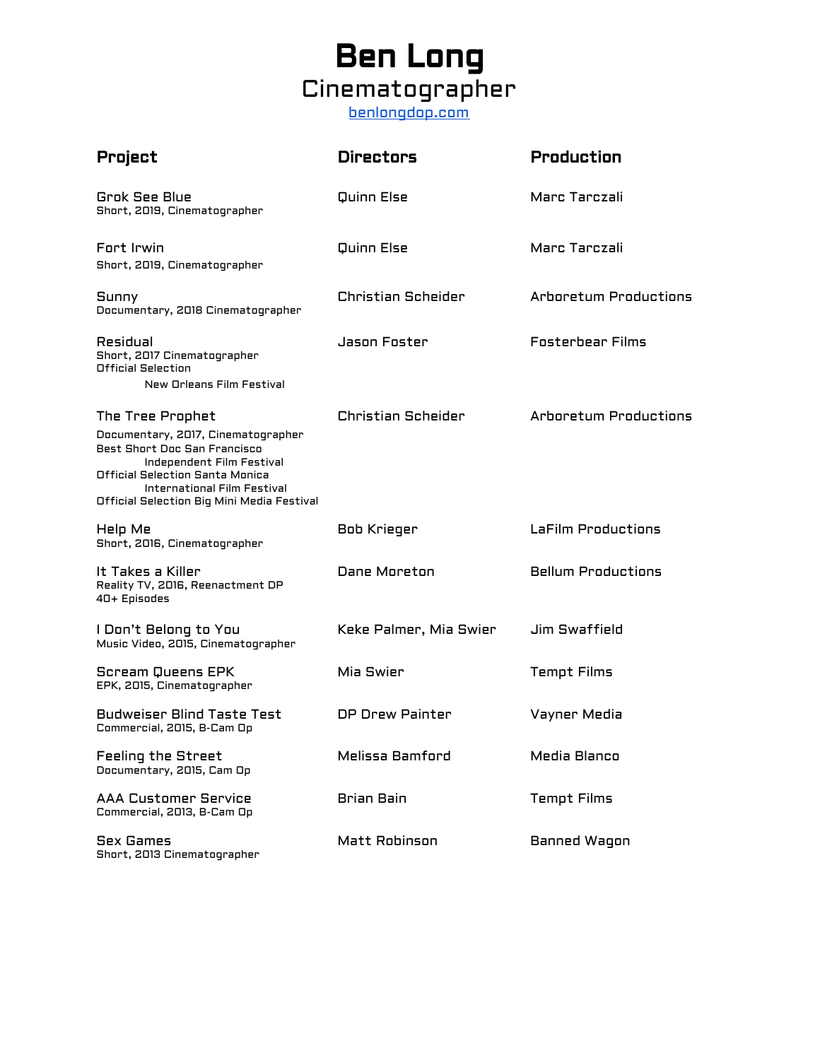# Ben Long

## Cinematographer

[benlongdop.com](benlongdop.com)

| Project | Directors | Production |
| --- | --- | --- |
| Grok See Blue<br>Short, 2019, Cinematographer | Quinn Else | Marc Tarczali |
| Fort Irwin<br>Short, 2019, Cinematographer | Quinn Else | Marc Tarczali |
| Sunny<br>Documentary, 2018 Cinematographer | Christian Scheider | Arboretum Productions |
| Residual<br>Short, 2017 Cinematographer<br>Official Selection<br>New Orleans Film Festival | Jason Foster | Fosterbear Films |
| The Tree Prophet<br>Documentary, 2017, Cinematographer<br>Best Short Doc San Francisco Independent Film Festival<br>Official Selection Santa Monica International Film Festival<br>Official Selection Big Mini Media Festival | Christian Scheider | Arboretum Productions |
| Help Me<br>Short, 2016, Cinematographer | Bob Krieger | LaFilm Productions |
| It Takes a Killer<br>Reality TV, 2016, Reenactment DP<br>40+ Episodes | Dane Moreton | Bellum Productions |
| I Don't Belong to You<br>Music Video, 2015, Cinematographer | Keke Palmer, Mia Swier | Jim Swaffield |
| Scream Queens EPK<br>EPK, 2015, Cinematographer | Mia Swier | Tempt Films |
| Budweiser Blind Taste Test<br>Commercial, 2015, B-Cam Op | DP Drew Painter | Vayner Media |
| Feeling the Street<br>Documentary, 2015, Cam Op | Melissa Bamford | Media Blanco |
| AAA Customer Service<br>Commercial, 2013, B-Cam Op | Brian Bain | Tempt Films |
| Sex Games<br>Short, 2013 Cinematographer | Matt Robinson | Banned Wagon |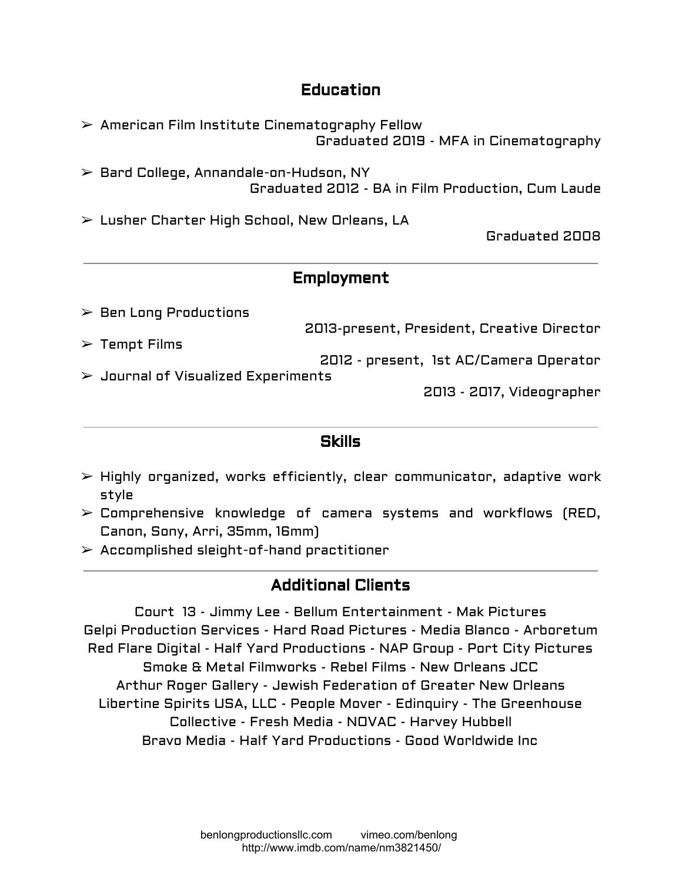## Education

- American Film Institute Cinematography Fellow
  Graduated 2019 - MFA in Cinematography

- Bard College, Annandale-on-Hudson, NY
  Graduated 2012 - BA in Film Production, Cum Laude

- Lusher Charter High School, New Orleans, LA
  Graduated 2008

---

## Employment

- Ben Long Productions
  2013-present, President, Creative Director
- Tempt Films
  2012 - present, 1st AC/Camera Operator
- Journal of Visualized Experiments
  2013 - 2017, Videographer

---

## Skills

- Highly organized, works efficiently, clear communicator, adaptive work style
- Comprehensive knowledge of camera systems and workflows (RED, Canon, Sony, Arri, 35mm, 16mm)
- Accomplished sleight-of-hand practitioner

---

## Additional Clients

Court 13 - Jimmy Lee - Bellum Entertainment - Mak Pictures
Gelpi Production Services - Hard Road Pictures - Media Blanco - Arboretum
Red Flare Digital - Half Yard Productions - NAP Group - Port City Pictures
Smoke & Metal Filmworks - Rebel Films - New Orleans JCC
Arthur Roger Gallery - Jewish Federation of Greater New Orleans
Libertine Spirits USA, LLC - People Mover - Edinquiry - The Greenhouse Collective - Fresh Media - NOVAC - Harvey Hubbell
Bravo Media - Half Yard Productions - Good Worldwide Inc

benlongproductionsllc.com vimeo.com/benlong
http://www.imdb.com/name/nm3821450/